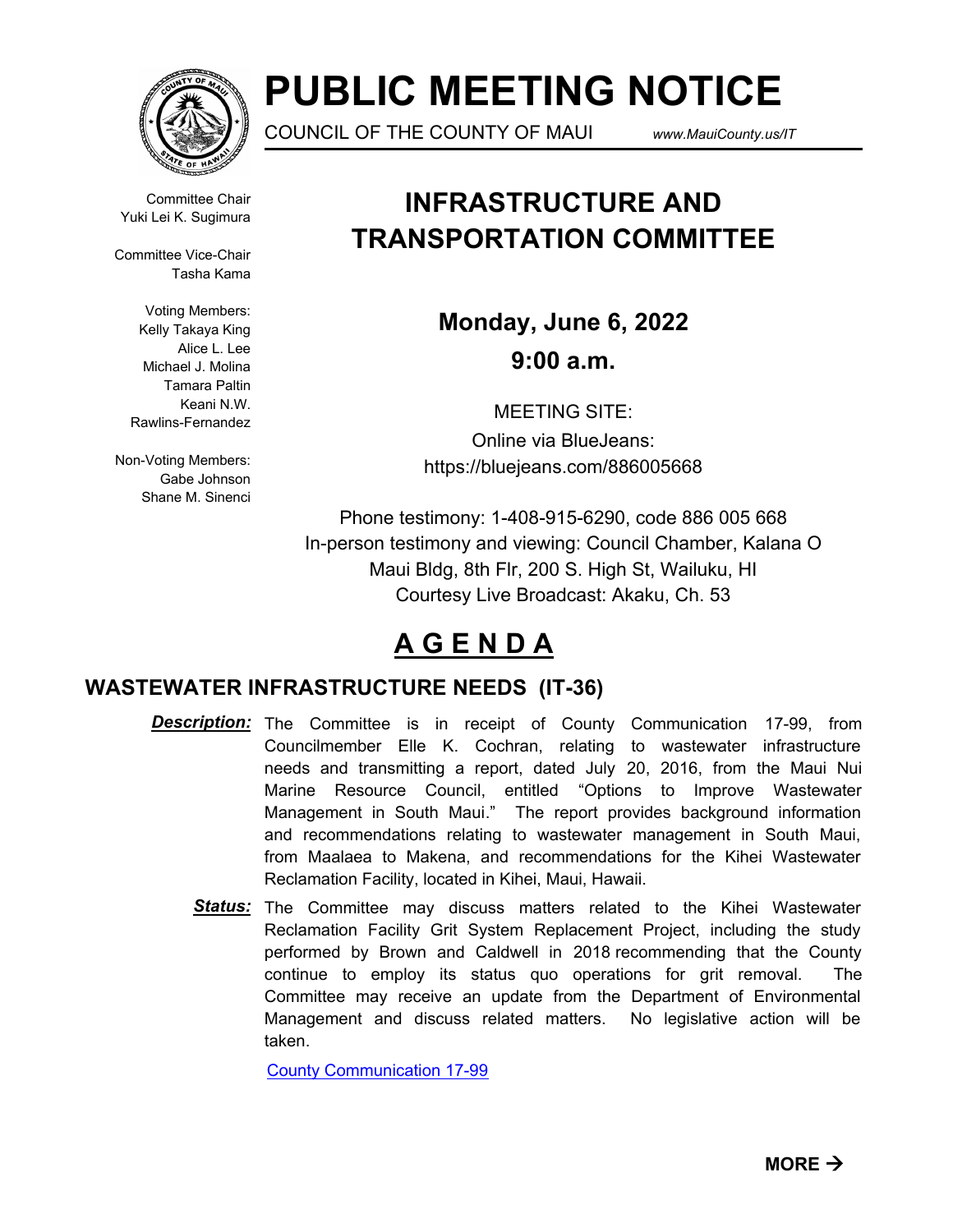# PUBLIC MEETING NOTICE

COUNCIL OF THE COUNTY OF MAUI www.MauiCounty.us/IT

Committee Chair
Yuki Lei K. Sugimura

Committee Vice-Chair
Tasha Kama

Voting Members:
Kelly Takaya King
Alice L. Lee
Michael J. Molina
Tamara Paltin
Keani N.W. Rawlins-Fernandez

Non-Voting Members:
Gabe Johnson
Shane M. Sinenci

## INFRASTRUCTURE AND TRANSPORTATION COMMITTEE

**Monday, June 6, 2022**

**9:00 a.m.**

MEETING SITE:
Online via BlueJeans:
https://bluejeans.com/886005668

Phone testimony: 1-408-915-6290, code 886 005 668
In-person testimony and viewing: Council Chamber, Kalana O Maui Bldg, 8th Flr, 200 S. High St, Wailuku, HI
Courtesy Live Broadcast: Akaku, Ch. 53

## AGENDA

### WASTEWATER INFRASTRUCTURE NEEDS (IT-36)

***Description:*** The Committee is in receipt of County Communication 17-99, from Councilmember Elle K. Cochran, relating to wastewater infrastructure needs and transmitting a report, dated July 20, 2016, from the Maui Nui Marine Resource Council, entitled "Options to Improve Wastewater Management in South Maui." The report provides background information and recommendations relating to wastewater management in South Maui, from Maalaea to Makena, and recommendations for the Kihei Wastewater Reclamation Facility, located in Kihei, Maui, Hawaii.

***Status:*** The Committee may discuss matters related to the Kihei Wastewater Reclamation Facility Grit System Replacement Project, including the study performed by Brown and Caldwell in 2018 recommending that the County continue to employ its status quo operations for grit removal. The Committee may receive an update from the Department of Environmental Management and discuss related matters. No legislative action will be taken.

County Communication 17-99

**MORE →**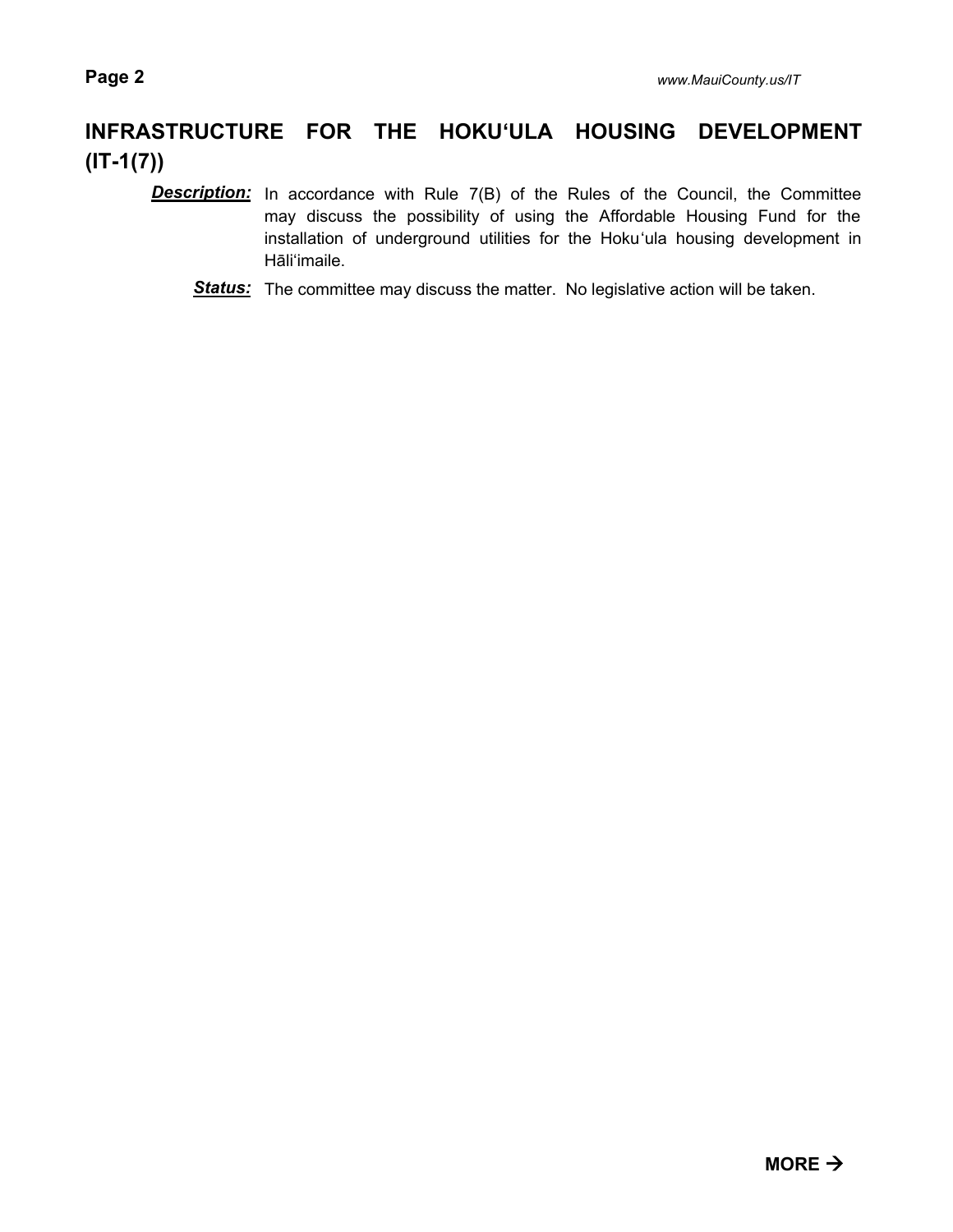## INFRASTRUCTURE FOR THE HOKUʻULA HOUSING DEVELOPMENT (IT-1(7))

***Description:*** In accordance with Rule 7(B) of the Rules of the Council, the Committee may discuss the possibility of using the Affordable Housing Fund for the installation of underground utilities for the Hokuʻula housing development in Hāliʻimaile.

***Status:*** The committee may discuss the matter. No legislative action will be taken.

**MORE →**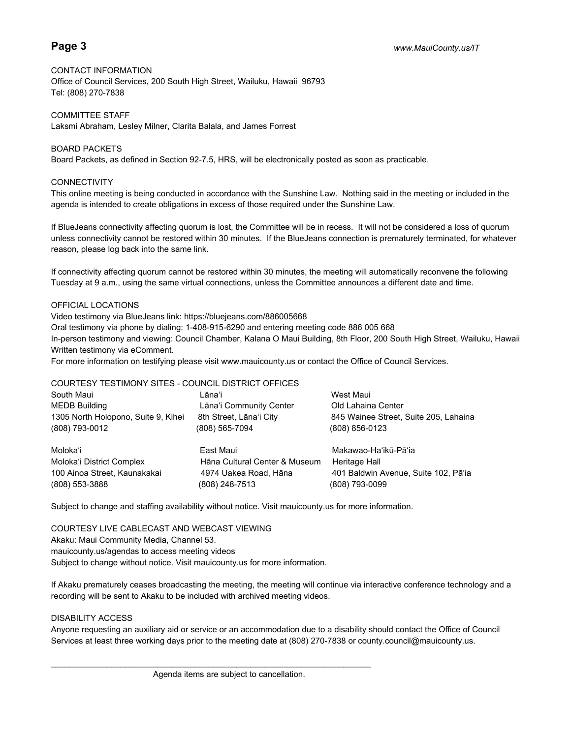CONTACT INFORMATION
Office of Council Services, 200 South High Street, Wailuku, Hawaii 96793
Tel: (808) 270-7838

COMMITTEE STAFF
Laksmi Abraham, Lesley Milner, Clarita Balala, and James Forrest

BOARD PACKETS
Board Packets, as defined in Section 92-7.5, HRS, will be electronically posted as soon as practicable.

CONNECTIVITY
This online meeting is being conducted in accordance with the Sunshine Law. Nothing said in the meeting or included in the agenda is intended to create obligations in excess of those required under the Sunshine Law.

If BlueJeans connectivity affecting quorum is lost, the Committee will be in recess. It will not be considered a loss of quorum unless connectivity cannot be restored within 30 minutes. If the BlueJeans connection is prematurely terminated, for whatever reason, please log back into the same link.

If connectivity affecting quorum cannot be restored within 30 minutes, the meeting will automatically reconvene the following Tuesday at 9 a.m., using the same virtual connections, unless the Committee announces a different date and time.

OFFICIAL LOCATIONS
Video testimony via BlueJeans link: https://bluejeans.com/886005668
Oral testimony via phone by dialing: 1-408-915-6290 and entering meeting code 886 005 668
In-person testimony and viewing: Council Chamber, Kalana O Maui Building, 8th Floor, 200 South High Street, Wailuku, Hawaii
Written testimony via eComment.
For more information on testifying please visit www.mauicounty.us or contact the Office of Council Services.

COURTESY TESTIMONY SITES - COUNCIL DISTRICT OFFICES

| | | |
|---|---|---|
| South Maui<br>MEDB Building<br>1305 North Holopono, Suite 9, Kihei<br>(808) 793-0012 | Lānaʻi<br>Lānaʻi Community Center<br>8th Street, Lānaʻi City<br>(808) 565-7094 | West Maui<br>Old Lahaina Center<br>845 Wainee Street, Suite 205, Lahaina<br>(808) 856-0123 |
| Molokaʻi<br>Molokaʻi District Complex<br>100 Ainoa Street, Kaunakakai<br>(808) 553-3888 | East Maui<br>Hāna Cultural Center & Museum<br>4974 Uakea Road, Hāna<br>(808) 248-7513 | Makawao-Haʻikū-Pāʻia<br>Heritage Hall<br>401 Baldwin Avenue, Suite 102, Pāʻia<br>(808) 793-0099 |

Subject to change and staffing availability without notice. Visit mauicounty.us for more information.

COURTESY LIVE CABLECAST AND WEBCAST VIEWING
Akaku: Maui Community Media, Channel 53.
mauicounty.us/agendas to access meeting videos
Subject to change without notice. Visit mauicounty.us for more information.

If Akaku prematurely ceases broadcasting the meeting, the meeting will continue via interactive conference technology and a recording will be sent to Akaku to be included with archived meeting videos.

DISABILITY ACCESS
Anyone requesting an auxiliary aid or service or an accommodation due to a disability should contact the Office of Council Services at least three working days prior to the meeting date at (808) 270-7838 or county.council@mauicounty.us.

---

Agenda items are subject to cancellation.